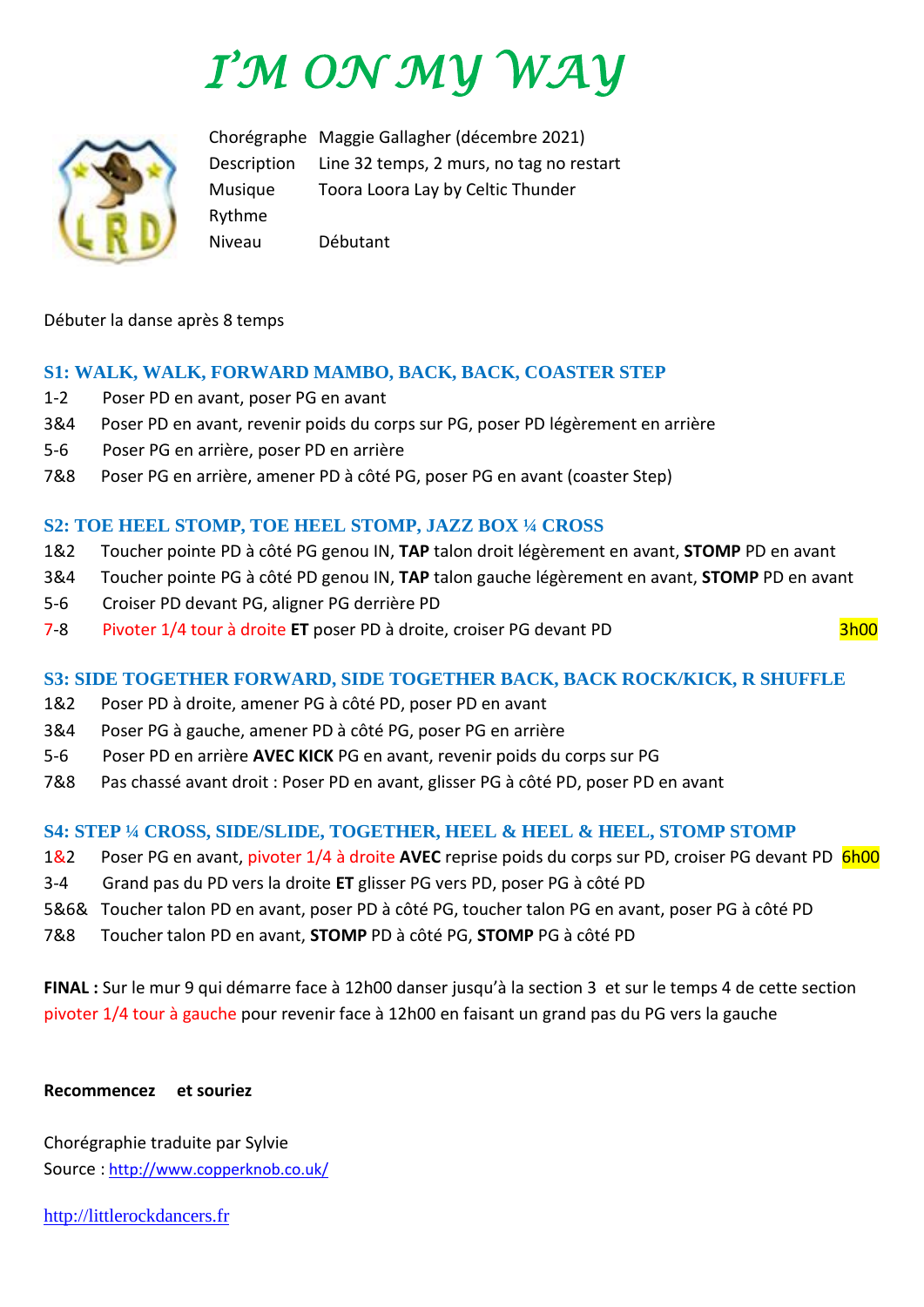# I'M ON MY WAY

| | |
|---|---|
| Chorégraphe | Maggie Gallagher (décembre 2021) |
| Description | Line 32 temps, 2 murs, no tag no restart |
| Musique | Toora Loora Lay by Celtic Thunder |
| Rythme | |
| Niveau | Débutant |

Débuter la danse après 8 temps

### S1: WALK, WALK, FORWARD MAMBO, BACK, BACK, COASTER STEP

1-2 Poser PD en avant, poser PG en avant
3&4 Poser PD en avant, revenir poids du corps sur PG, poser PD légèrement en arrière
5-6 Poser PG en arrière, poser PD en arrière
7&8 Poser PG en arrière, amener PD à côté PG, poser PG en avant (coaster Step)

### S2: TOE HEEL STOMP, TOE HEEL STOMP, JAZZ BOX ¼ CROSS

1&2 Toucher pointe PD à côté PG genou IN, **TAP** talon droit légèrement en avant, **STOMP** PD en avant
3&4 Toucher pointe PG à côté PD genou IN, **TAP** talon gauche légèrement en avant, **STOMP** PD en avant
5-6 Croiser PD devant PG, aligner PG derrière PD
7-8 Pivoter 1/4 tour à droite **ET** poser PD à droite, croiser PG devant PD 3h00

### S3: SIDE TOGETHER FORWARD, SIDE TOGETHER BACK, BACK ROCK/KICK, R SHUFFLE

1&2 Poser PD à droite, amener PG à côté PD, poser PD en avant
3&4 Poser PG à gauche, amener PD à côté PG, poser PG en arrière
5-6 Poser PD en arrière **AVEC KICK** PG en avant, revenir poids du corps sur PG
7&8 Pas chassé avant droit : Poser PD en avant, glisser PG à côté PD, poser PD en avant

### S4: STEP ¼ CROSS, SIDE/SLIDE, TOGETHER, HEEL & HEEL & HEEL, STOMP STOMP

1&2 Poser PG en avant, pivoter 1/4 à droite **AVEC** reprise poids du corps sur PD, croiser PG devant PD 6h00
3-4 Grand pas du PD vers la droite **ET** glisser PG vers PD, poser PG à côté PD
5&6& Toucher talon PD en avant, poser PD à côté PG, toucher talon PG en avant, poser PG à côté PD
7&8 Toucher talon PD en avant, **STOMP** PD à côté PG, **STOMP** PG à côté PD

**FINAL :** Sur le mur 9 qui démarre face à 12h00 danser jusqu'à la section 3 et sur le temps 4 de cette section pivoter 1/4 tour à gauche pour revenir face à 12h00 en faisant un grand pas du PG vers la gauche

**Recommencez et souriez**

Chorégraphie traduite par Sylvie
Source : http://www.copperknob.co.uk/

http://littlerockdancers.fr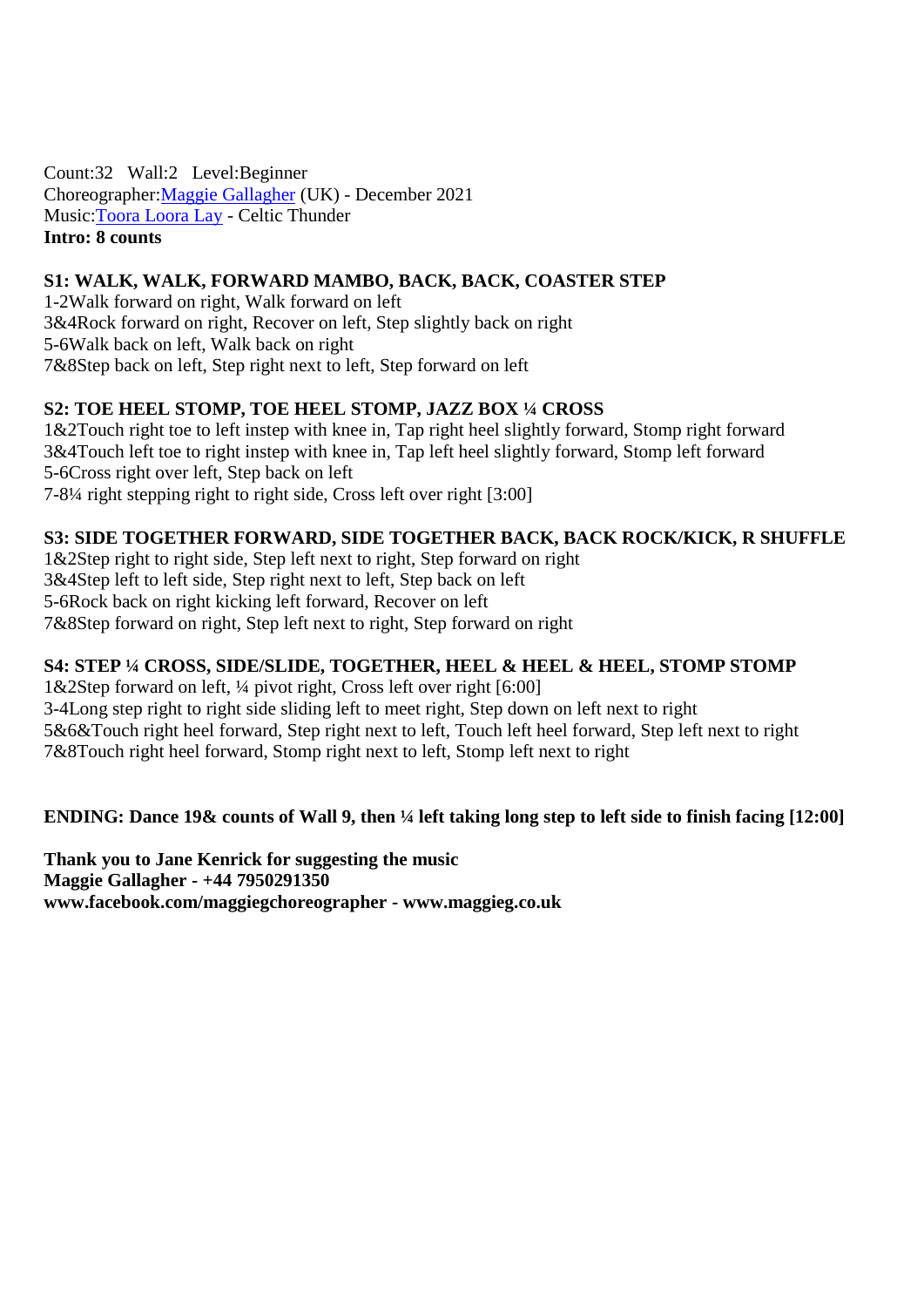Count:32 Wall:2 Level:Beginner
Choreographer:Maggie Gallagher (UK) - December 2021
Music:Toora Loora Lay - Celtic Thunder
**Intro: 8 counts**

**S1: WALK, WALK, FORWARD MAMBO, BACK, BACK, COASTER STEP**
1-2Walk forward on right, Walk forward on left
3&4Rock forward on right, Recover on left, Step slightly back on right
5-6Walk back on left, Walk back on right
7&8Step back on left, Step right next to left, Step forward on left

**S2: TOE HEEL STOMP, TOE HEEL STOMP, JAZZ BOX ¼ CROSS**
1&2Touch right toe to left instep with knee in, Tap right heel slightly forward, Stomp right forward
3&4Touch left toe to right instep with knee in, Tap left heel slightly forward, Stomp left forward
5-6Cross right over left, Step back on left
7-8¼ right stepping right to right side, Cross left over right [3:00]

**S3: SIDE TOGETHER FORWARD, SIDE TOGETHER BACK, BACK ROCK/KICK, R SHUFFLE**
1&2Step right to right side, Step left next to right, Step forward on right
3&4Step left to left side, Step right next to left, Step back on left
5-6Rock back on right kicking left forward, Recover on left
7&8Step forward on right, Step left next to right, Step forward on right

**S4: STEP ¼ CROSS, SIDE/SLIDE, TOGETHER, HEEL & HEEL & HEEL, STOMP STOMP**
1&2Step forward on left, ¼ pivot right, Cross left over right [6:00]
3-4Long step right to right side sliding left to meet right, Step down on left next to right
5&6&Touch right heel forward, Step right next to left, Touch left heel forward, Step left next to right
7&8Touch right heel forward, Stomp right next to left, Stomp left next to right

**ENDING: Dance 19& counts of Wall 9, then ¼ left taking long step to left side to finish facing [12:00]**

**Thank you to Jane Kenrick for suggesting the music**
**Maggie Gallagher - +44 7950291350**
**www.facebook.com/maggiegchoreographer - www.maggieg.co.uk**